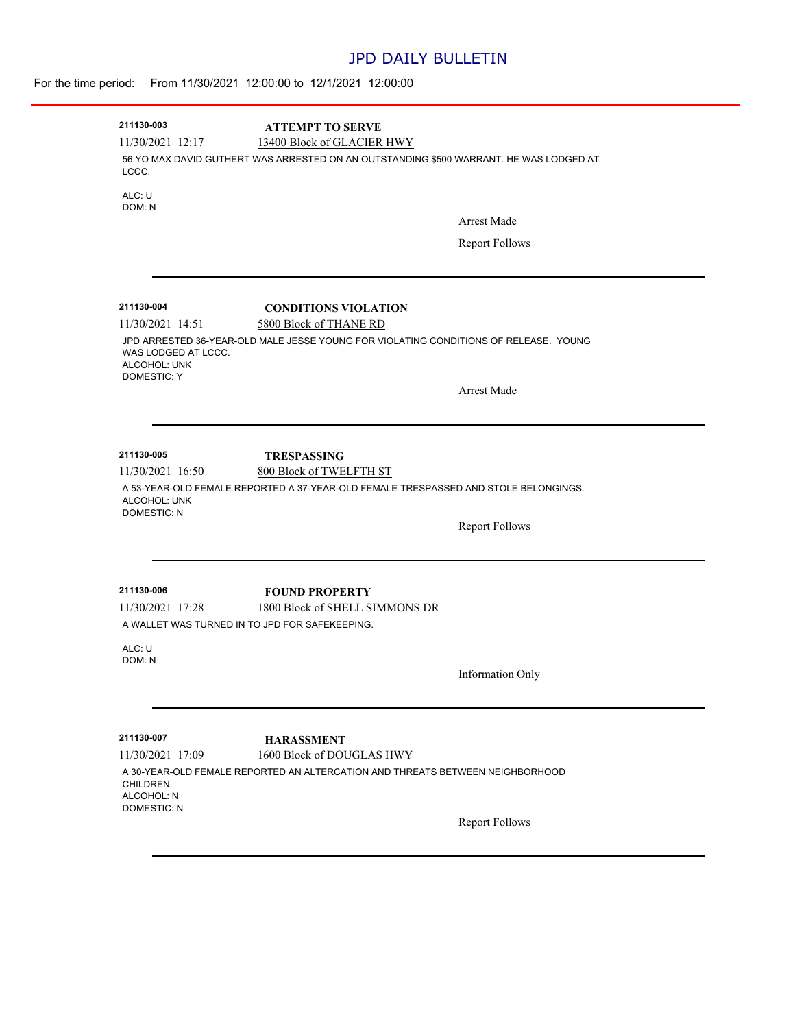# JPD DAILY BULLETIN

For the time period: From 11/30/2021 12:00:00 to 12/1/2021 12:00:00

---

**211130-003** **ATTEMPT TO SERVE**

11/30/2021 12:17 13400 Block of GLACIER HWY

56 YO MAX DAVID GUTHERT WAS ARRESTED ON AN OUTSTANDING $500 WARRANT. HE WAS LODGED AT LCCC.

ALC: U
DOM: N

Arrest Made

Report Follows

---

**211130-004** **CONDITIONS VIOLATION**

11/30/2021 14:51 5800 Block of THANE RD

JPD ARRESTED 36-YEAR-OLD MALE JESSE YOUNG FOR VIOLATING CONDITIONS OF RELEASE. YOUNG WAS LODGED AT LCCC.
ALCOHOL: UNK
DOMESTIC: Y

Arrest Made

---

**211130-005** **TRESPASSING**

11/30/2021 16:50 800 Block of TWELFTH ST

A 53-YEAR-OLD FEMALE REPORTED A 37-YEAR-OLD FEMALE TRESPASSED AND STOLE BELONGINGS.
ALCOHOL: UNK
DOMESTIC: N

Report Follows

---

**211130-006** **FOUND PROPERTY**

11/30/2021 17:28 1800 Block of SHELL SIMMONS DR

A WALLET WAS TURNED IN TO JPD FOR SAFEKEEPING.

ALC: U
DOM: N

Information Only

---

**211130-007** **HARASSMENT**

11/30/2021 17:09 1600 Block of DOUGLAS HWY

A 30-YEAR-OLD FEMALE REPORTED AN ALTERCATION AND THREATS BETWEEN NEIGHBORHOOD CHILDREN.
ALCOHOL: N
DOMESTIC: N

Report Follows

---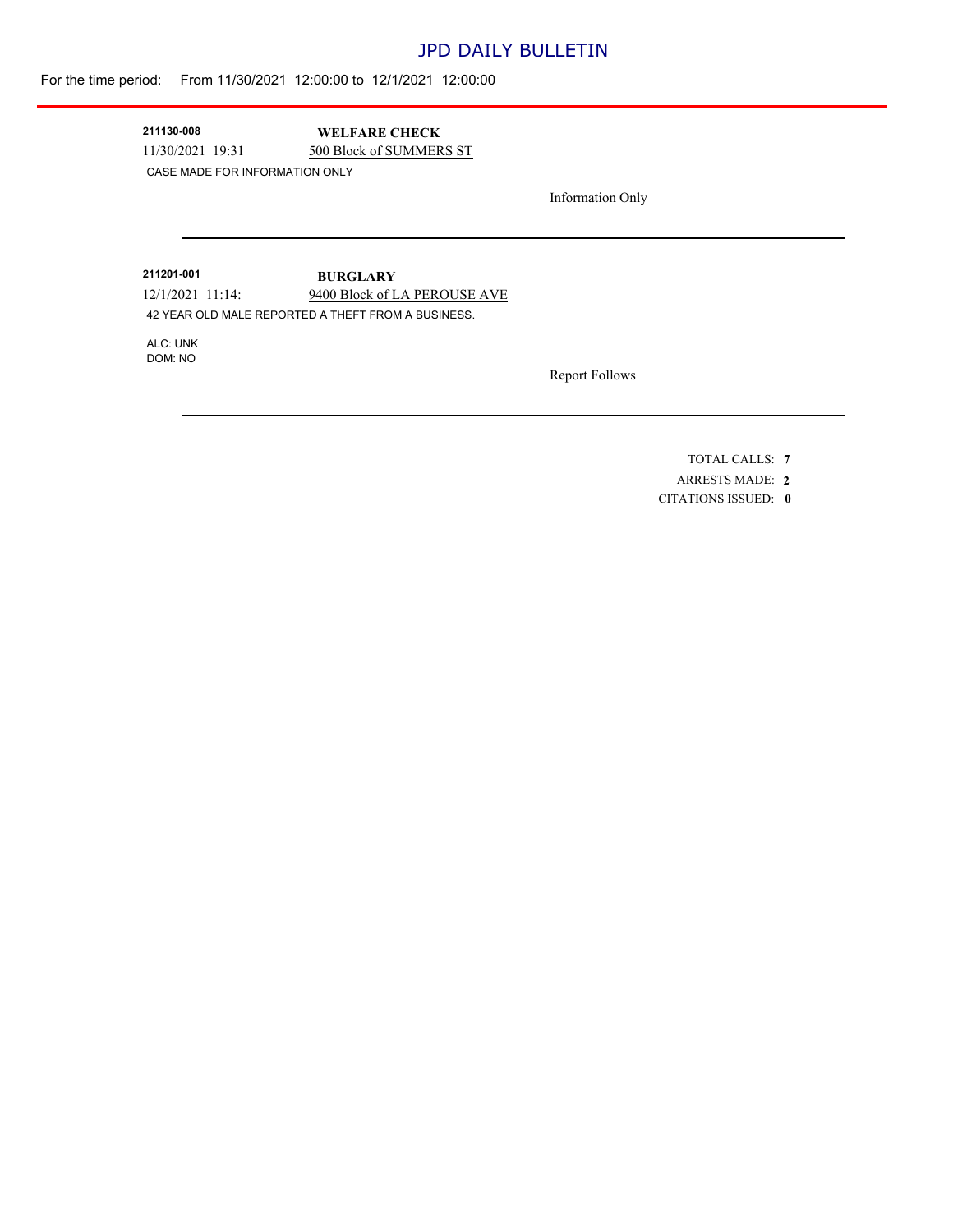# JPD DAILY BULLETIN

For the time period: From 11/30/2021 12:00:00 to 12/1/2021 12:00:00

---

**211130-008** **WELFARE CHECK**

11/30/2021 19:31 500 Block of SUMMERS ST

CASE MADE FOR INFORMATION ONLY

Information Only

---

**211201-001** **BURGLARY**

12/1/2021 11:14: 9400 Block of LA PEROUSE AVE

42 YEAR OLD MALE REPORTED A THEFT FROM A BUSINESS.

ALC: UNK
DOM: NO

Report Follows

---

TOTAL CALLS: **7**

ARRESTS MADE: **2**

CITATIONS ISSUED: **0**